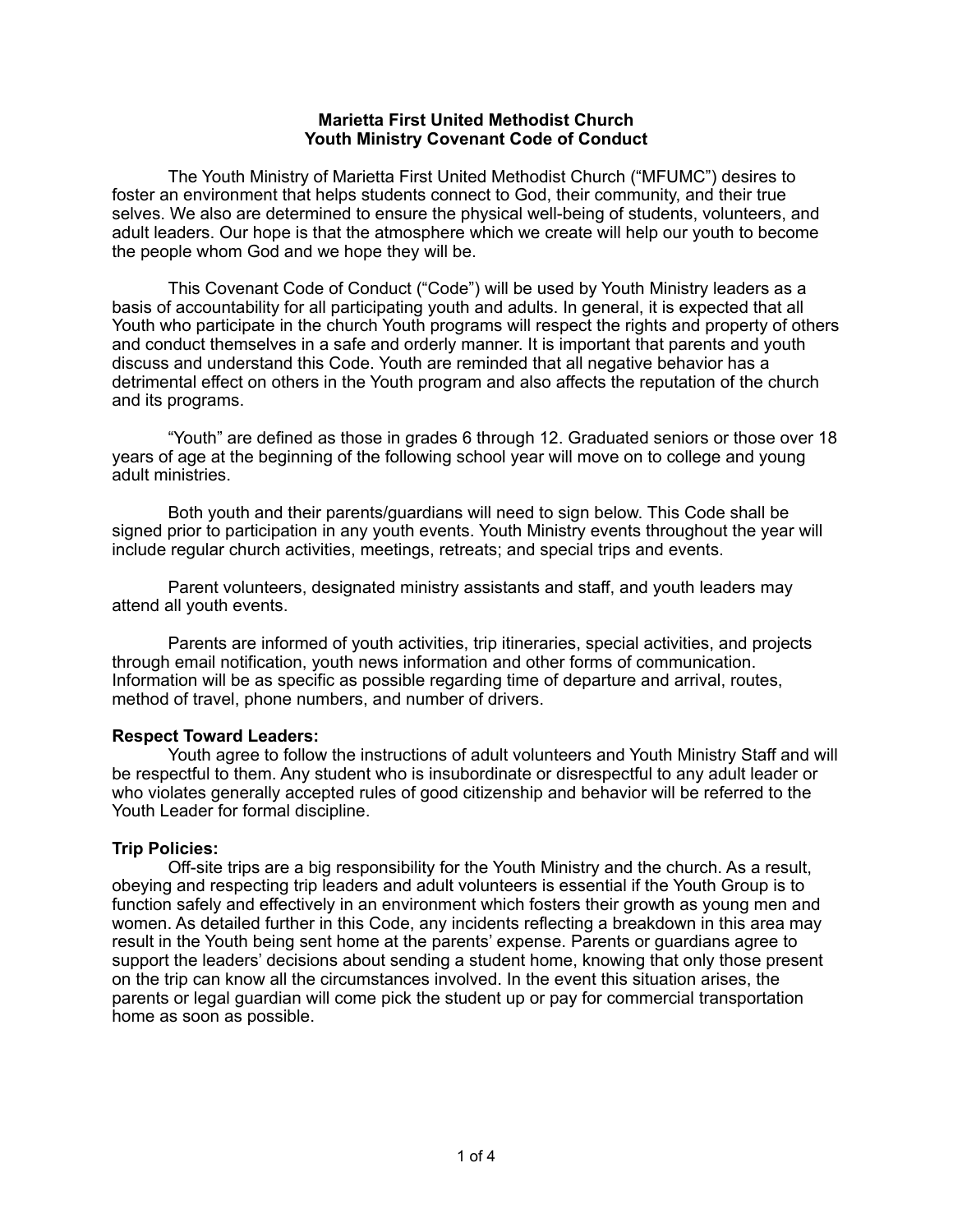# Marietta First United Methodist Church
## Youth Ministry Covenant Code of Conduct

The Youth Ministry of Marietta First United Methodist Church ("MFUMC") desires to foster an environment that helps students connect to God, their community, and their true selves. We also are determined to ensure the physical well-being of students, volunteers, and adult leaders. Our hope is that the atmosphere which we create will help our youth to become the people whom God and we hope they will be.

This Covenant Code of Conduct ("Code") will be used by Youth Ministry leaders as a basis of accountability for all participating youth and adults. In general, it is expected that all Youth who participate in the church Youth programs will respect the rights and property of others and conduct themselves in a safe and orderly manner. It is important that parents and youth discuss and understand this Code. Youth are reminded that all negative behavior has a detrimental effect on others in the Youth program and also affects the reputation of the church and its programs.

"Youth" are defined as those in grades 6 through 12. Graduated seniors or those over 18 years of age at the beginning of the following school year will move on to college and young adult ministries.

Both youth and their parents/guardians will need to sign below. This Code shall be signed prior to participation in any youth events. Youth Ministry events throughout the year will include regular church activities, meetings, retreats; and special trips and events.

Parent volunteers, designated ministry assistants and staff, and youth leaders may attend all youth events.

Parents are informed of youth activities, trip itineraries, special activities, and projects through email notification, youth news information and other forms of communication. Information will be as specific as possible regarding time of departure and arrival, routes, method of travel, phone numbers, and number of drivers.

**Respect Toward Leaders:**

Youth agree to follow the instructions of adult volunteers and Youth Ministry Staff and will be respectful to them. Any student who is insubordinate or disrespectful to any adult leader or who violates generally accepted rules of good citizenship and behavior will be referred to the Youth Leader for formal discipline.

**Trip Policies:**

Off-site trips are a big responsibility for the Youth Ministry and the church. As a result, obeying and respecting trip leaders and adult volunteers is essential if the Youth Group is to function safely and effectively in an environment which fosters their growth as young men and women. As detailed further in this Code, any incidents reflecting a breakdown in this area may result in the Youth being sent home at the parents' expense. Parents or guardians agree to support the leaders' decisions about sending a student home, knowing that only those present on the trip can know all the circumstances involved. In the event this situation arises, the parents or legal guardian will come pick the student up or pay for commercial transportation home as soon as possible.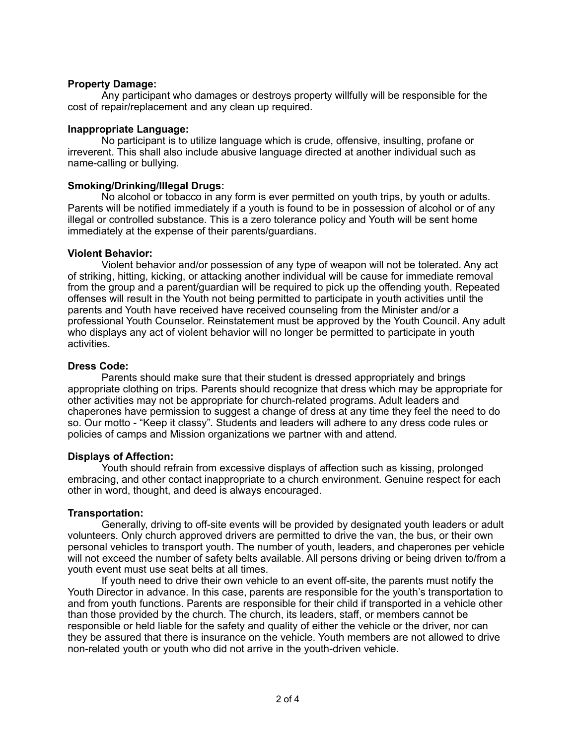**Property Damage:**

Any participant who damages or destroys property willfully will be responsible for the cost of repair/replacement and any clean up required.

**Inappropriate Language:**

No participant is to utilize language which is crude, offensive, insulting, profane or irreverent. This shall also include abusive language directed at another individual such as name-calling or bullying.

**Smoking/Drinking/Illegal Drugs:**

No alcohol or tobacco in any form is ever permitted on youth trips, by youth or adults. Parents will be notified immediately if a youth is found to be in possession of alcohol or of any illegal or controlled substance. This is a zero tolerance policy and Youth will be sent home immediately at the expense of their parents/guardians.

**Violent Behavior:**

Violent behavior and/or possession of any type of weapon will not be tolerated. Any act of striking, hitting, kicking, or attacking another individual will be cause for immediate removal from the group and a parent/guardian will be required to pick up the offending youth. Repeated offenses will result in the Youth not being permitted to participate in youth activities until the parents and Youth have received have received counseling from the Minister and/or a professional Youth Counselor. Reinstatement must be approved by the Youth Council. Any adult who displays any act of violent behavior will no longer be permitted to participate in youth activities.

**Dress Code:**

Parents should make sure that their student is dressed appropriately and brings appropriate clothing on trips. Parents should recognize that dress which may be appropriate for other activities may not be appropriate for church-related programs. Adult leaders and chaperones have permission to suggest a change of dress at any time they feel the need to do so. Our motto - “Keep it classy”. Students and leaders will adhere to any dress code rules or policies of camps and Mission organizations we partner with and attend.

**Displays of Affection:**

Youth should refrain from excessive displays of affection such as kissing, prolonged embracing, and other contact inappropriate to a church environment. Genuine respect for each other in word, thought, and deed is always encouraged.

**Transportation:**

Generally, driving to off-site events will be provided by designated youth leaders or adult volunteers. Only church approved drivers are permitted to drive the van, the bus, or their own personal vehicles to transport youth. The number of youth, leaders, and chaperones per vehicle will not exceed the number of safety belts available. All persons driving or being driven to/from a youth event must use seat belts at all times.

If youth need to drive their own vehicle to an event off-site, the parents must notify the Youth Director in advance. In this case, parents are responsible for the youth’s transportation to and from youth functions. Parents are responsible for their child if transported in a vehicle other than those provided by the church. The church, its leaders, staff, or members cannot be responsible or held liable for the safety and quality of either the vehicle or the driver, nor can they be assured that there is insurance on the vehicle. Youth members are not allowed to drive non-related youth or youth who did not arrive in the youth-driven vehicle.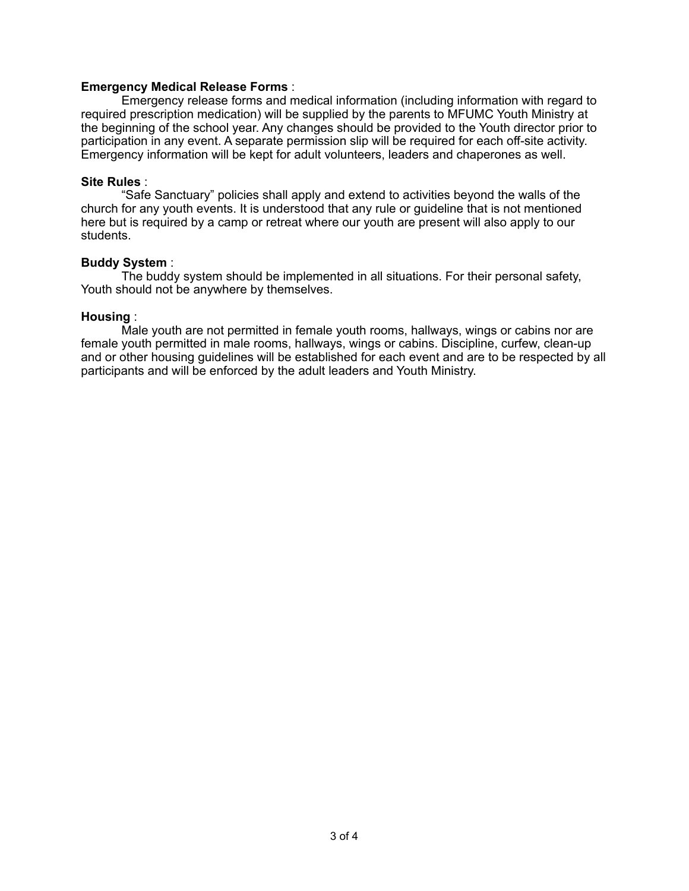**Emergency Medical Release Forms** :

Emergency release forms and medical information (including information with regard to required prescription medication) will be supplied by the parents to MFUMC Youth Ministry at the beginning of the school year. Any changes should be provided to the Youth director prior to participation in any event. A separate permission slip will be required for each off-site activity. Emergency information will be kept for adult volunteers, leaders and chaperones as well.

**Site Rules** :

"Safe Sanctuary" policies shall apply and extend to activities beyond the walls of the church for any youth events. It is understood that any rule or guideline that is not mentioned here but is required by a camp or retreat where our youth are present will also apply to our students.

**Buddy System** :

The buddy system should be implemented in all situations. For their personal safety, Youth should not be anywhere by themselves.

**Housing** :

Male youth are not permitted in female youth rooms, hallways, wings or cabins nor are female youth permitted in male rooms, hallways, wings or cabins. Discipline, curfew, clean-up and or other housing guidelines will be established for each event and are to be respected by all participants and will be enforced by the adult leaders and Youth Ministry.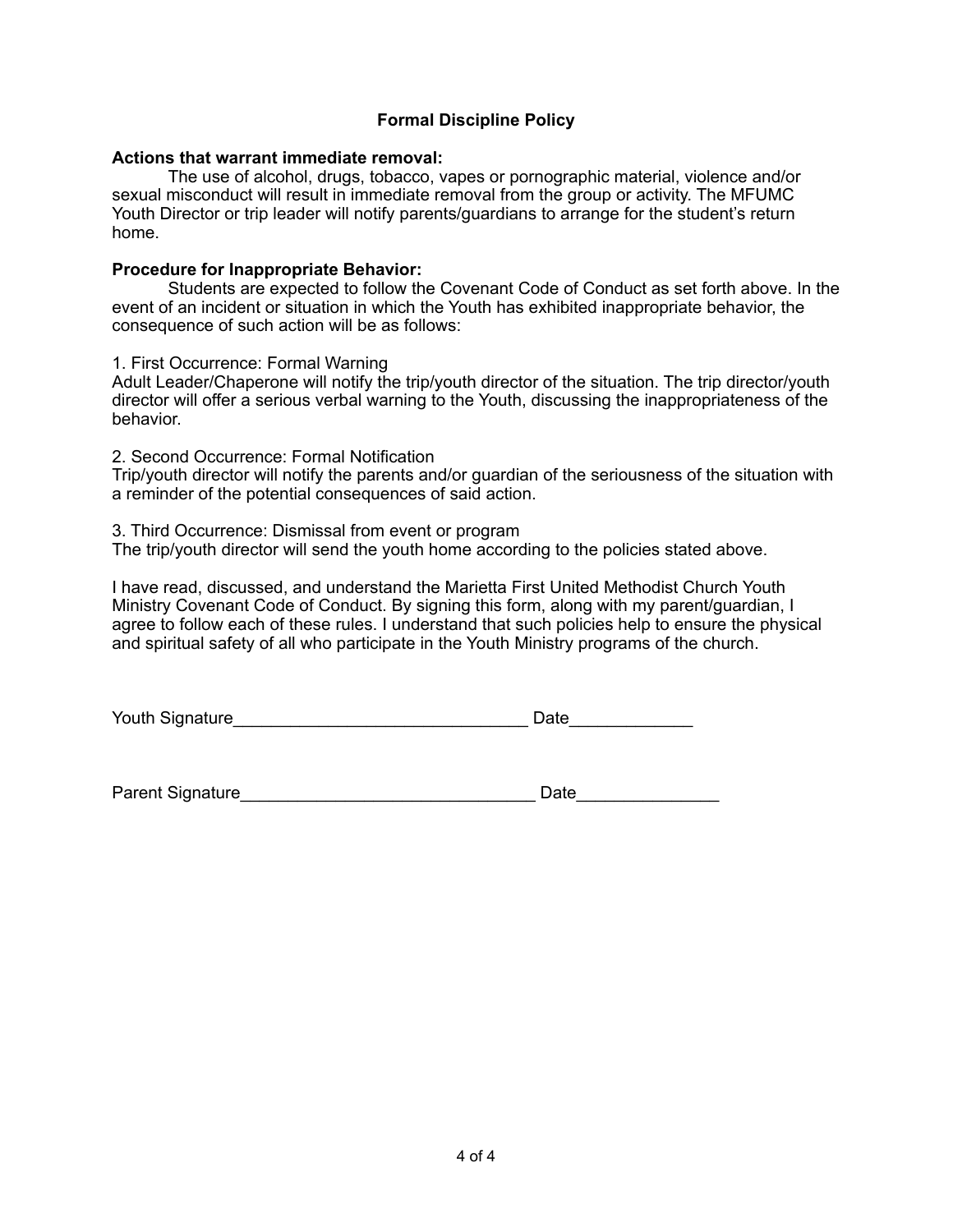## Formal Discipline Policy

**Actions that warrant immediate removal:**

The use of alcohol, drugs, tobacco, vapes or pornographic material, violence and/or sexual misconduct will result in immediate removal from the group or activity. The MFUMC Youth Director or trip leader will notify parents/guardians to arrange for the student's return home.

**Procedure for Inappropriate Behavior:**

Students are expected to follow the Covenant Code of Conduct as set forth above. In the event of an incident or situation in which the Youth has exhibited inappropriate behavior, the consequence of such action will be as follows:

1. First Occurrence: Formal Warning
Adult Leader/Chaperone will notify the trip/youth director of the situation. The trip director/youth director will offer a serious verbal warning to the Youth, discussing the inappropriateness of the behavior.

2. Second Occurrence: Formal Notification
Trip/youth director will notify the parents and/or guardian of the seriousness of the situation with a reminder of the potential consequences of said action.

3. Third Occurrence: Dismissal from event or program
The trip/youth director will send the youth home according to the policies stated above.

I have read, discussed, and understand the Marietta First United Methodist Church Youth Ministry Covenant Code of Conduct. By signing this form, along with my parent/guardian, I agree to follow each of these rules. I understand that such policies help to ensure the physical and spiritual safety of all who participate in the Youth Ministry programs of the church.

Youth Signature_______________________________ Date_____________

Parent Signature_______________________________ Date_______________